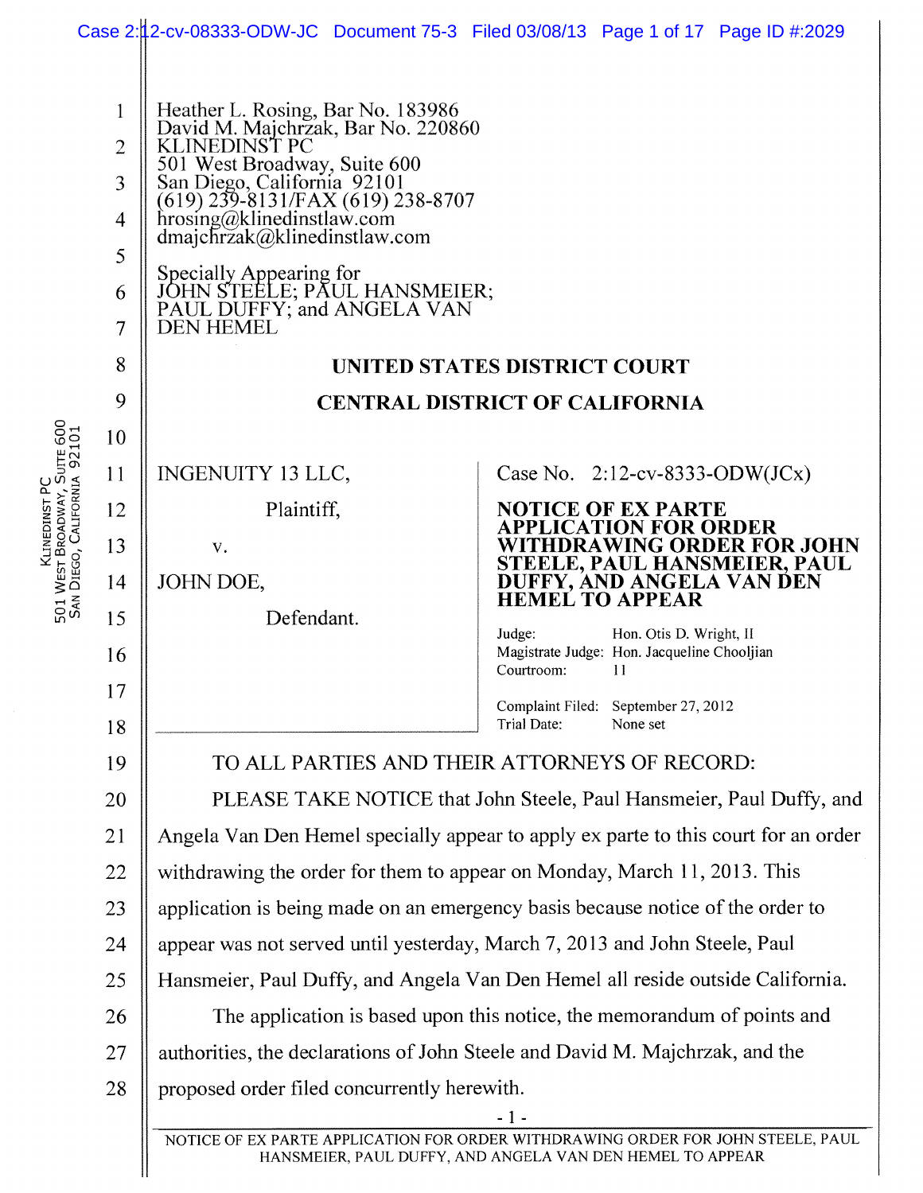Heather L. Rosing, Bar No. 183986
David M. Majchrzak, Bar No. 220860
KLINEDINST PC
501 West Broadway, Suite 600
San Diego, California 92101
(619) 239-8131/FAX (619) 238-8707
hrosing@klinedinstlaw.com
dmajchrzak@klinedinstlaw.com

Specially Appearing for
JOHN STEELE; PAUL HANSMEIER;
PAUL DUFFY; and ANGELA VAN
DEN HEMEL

**UNITED STATES DISTRICT COURT**

**CENTRAL DISTRICT OF CALIFORNIA**

INGENUITY 13 LLC,

Plaintiff,

v.

JOHN DOE,

Defendant.

Case No. 2:12-cv-8333-ODW(JCx)

**NOTICE OF EX PARTE APPLICATION FOR ORDER WITHDRAWING ORDER FOR JOHN STEELE, PAUL HANSMEIER, PAUL DUFFY, AND ANGELA VAN DEN HEMEL TO APPEAR**

Judge: Hon. Otis D. Wright, II
Magistrate Judge: Hon. Jacqueline Chooljian
Courtroom: 11

Complaint Filed: September 27, 2012
Trial Date: None set

TO ALL PARTIES AND THEIR ATTORNEYS OF RECORD:

PLEASE TAKE NOTICE that John Steele, Paul Hansmeier, Paul Duffy, and Angela Van Den Hemel specially appear to apply ex parte to this court for an order withdrawing the order for them to appear on Monday, March 11, 2013. This application is being made on an emergency basis because notice of the order to appear was not served until yesterday, March 7, 2013 and John Steele, Paul Hansmeier, Paul Duffy, and Angela Van Den Hemel all reside outside California.

The application is based upon this notice, the memorandum of points and authorities, the declarations of John Steele and David M. Majchrzak, and the proposed order filed concurrently herewith.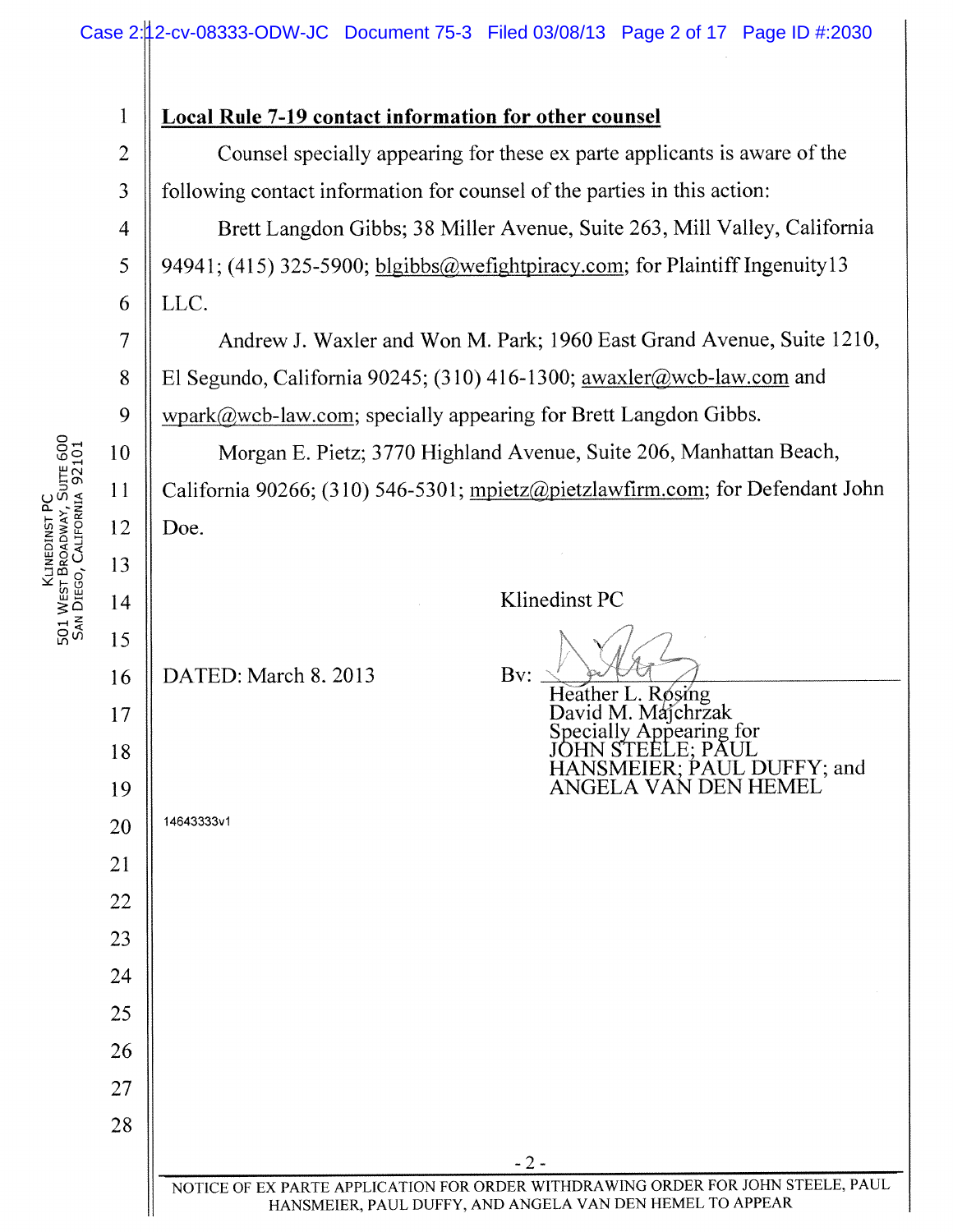**Local Rule 7-19 contact information for other counsel**

Counsel specially appearing for these ex parte applicants is aware of the following contact information for counsel of the parties in this action:

Brett Langdon Gibbs; 38 Miller Avenue, Suite 263, Mill Valley, California 94941; (415) 325-5900; blgibbs@wefightpiracy.com; for Plaintiff Ingenuity13 LLC.

Andrew J. Waxler and Won M. Park; 1960 East Grand Avenue, Suite 1210, El Segundo, California 90245; (310) 416-1300; awaxler@wcb-law.com and wpark@wcb-law.com; specially appearing for Brett Langdon Gibbs.

Morgan E. Pietz; 3770 Highland Avenue, Suite 206, Manhattan Beach, California 90266; (310) 546-5301; mpietz@pietzlawfirm.com; for Defendant John Doe.

Klinedinst PC

DATED: March 8. 2013

By: ______________________
Heather L. Rosing
David M. Majchrzak
Specially Appearing for
JOHN STEELE; PAUL HANSMEIER; PAUL DUFFY; and ANGELA VAN DEN HEMEL

14643333v1

NOTICE OF EX PARTE APPLICATION FOR ORDER WITHDRAWING ORDER FOR JOHN STEELE, PAUL HANSMEIER, PAUL DUFFY, AND ANGELA VAN DEN HEMEL TO APPEAR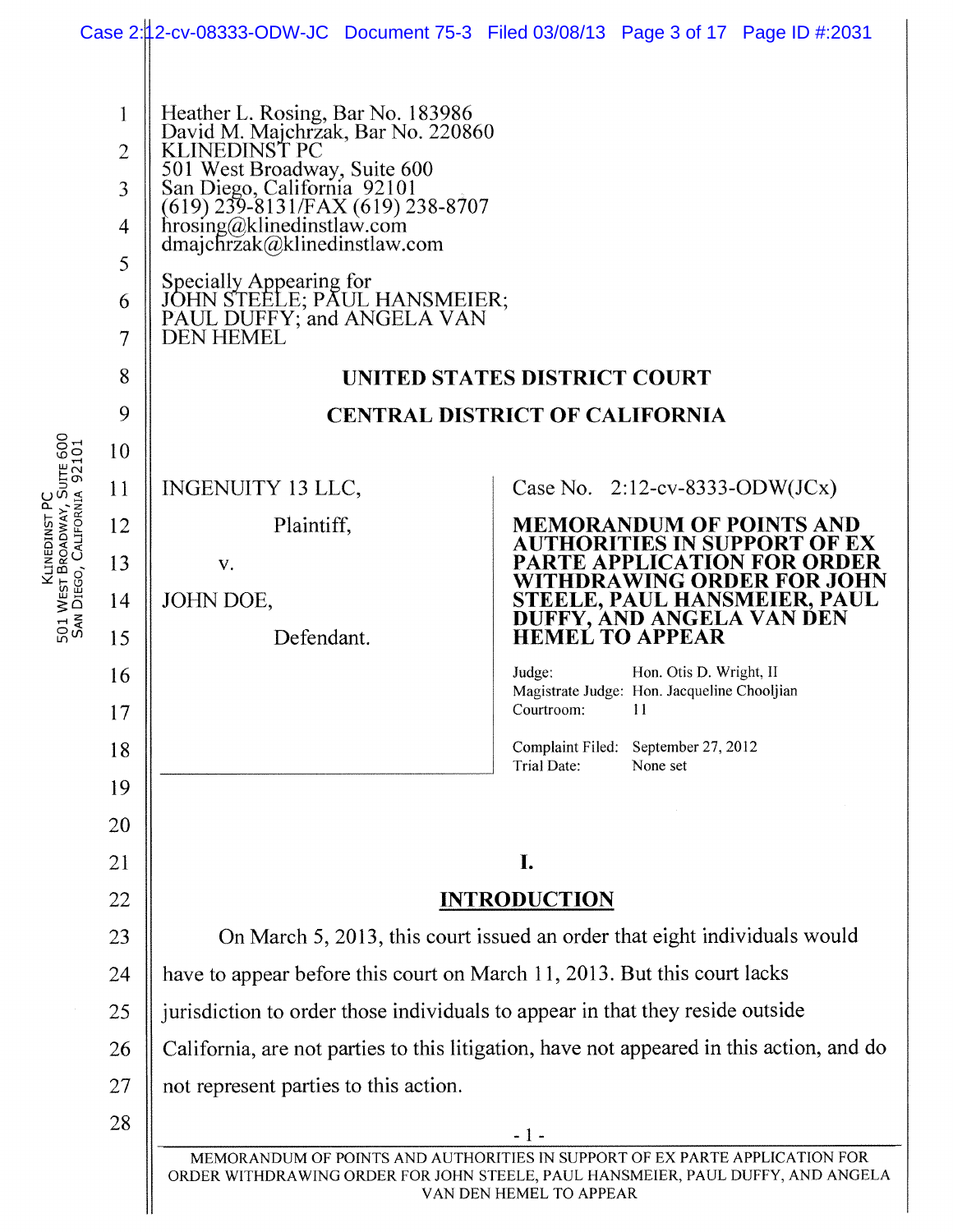Heather L. Rosing, Bar No. 183986
David M. Majchrzak, Bar No. 220860
KLINEDINST PC
501 West Broadway, Suite 600
San Diego, California 92101
(619) 239-8131/FAX (619) 238-8707
hrosing@klinedinstlaw.com
dmajchrzak@klinedinstlaw.com

Specially Appearing for
JOHN STEELE; PAUL HANSMEIER;
PAUL DUFFY; and ANGELA VAN
DEN HEMEL

**UNITED STATES DISTRICT COURT**

**CENTRAL DISTRICT OF CALIFORNIA**

INGENUITY 13 LLC,

Plaintiff,

v.

JOHN DOE,

Defendant.

Case No. 2:12-cv-8333-ODW(JCx)

**MEMORANDUM OF POINTS AND AUTHORITIES IN SUPPORT OF EX PARTE APPLICATION FOR ORDER WITHDRAWING ORDER FOR JOHN STEELE, PAUL HANSMEIER, PAUL DUFFY, AND ANGELA VAN DEN HEMEL TO APPEAR**

Judge: Hon. Otis D. Wright, II
Magistrate Judge: Hon. Jacqueline Chooljian
Courtroom: 11

Complaint Filed: September 27, 2012
Trial Date: None set

## I.

## INTRODUCTION

On March 5, 2013, this court issued an order that eight individuals would have to appear before this court on March 11, 2013. But this court lacks jurisdiction to order those individuals to appear in that they reside outside California, are not parties to this litigation, have not appeared in this action, and do not represent parties to this action.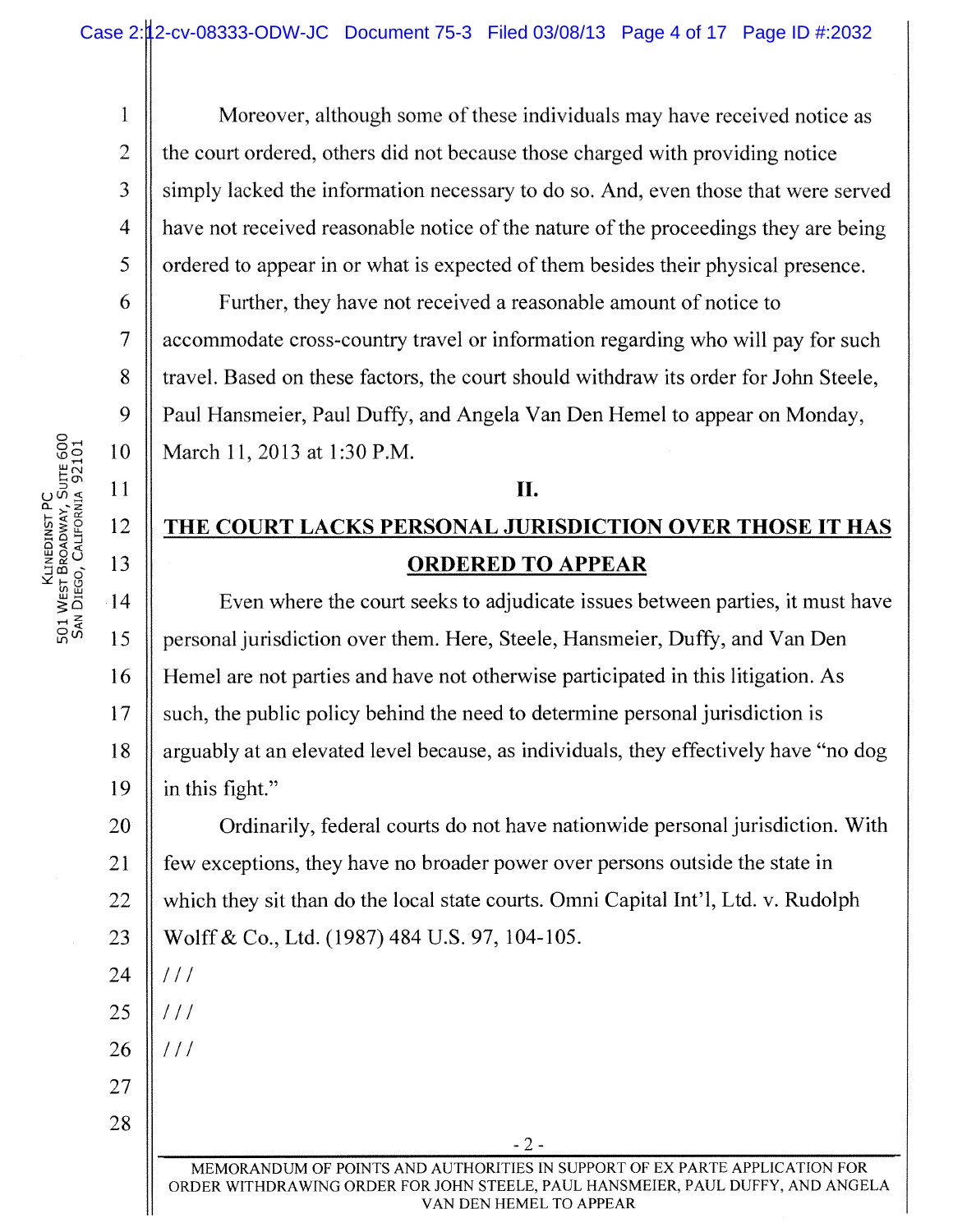Moreover, although some of these individuals may have received notice as the court ordered, others did not because those charged with providing notice simply lacked the information necessary to do so. And, even those that were served have not received reasonable notice of the nature of the proceedings they are being ordered to appear in or what is expected of them besides their physical presence.

Further, they have not received a reasonable amount of notice to accommodate cross-country travel or information regarding who will pay for such travel. Based on these factors, the court should withdraw its order for John Steele, Paul Hansmeier, Paul Duffy, and Angela Van Den Hemel to appear on Monday, March 11, 2013 at 1:30 P.M.

## II.

## THE COURT LACKS PERSONAL JURISDICTION OVER THOSE IT HAS ORDERED TO APPEAR

Even where the court seeks to adjudicate issues between parties, it must have personal jurisdiction over them. Here, Steele, Hansmeier, Duffy, and Van Den Hemel are not parties and have not otherwise participated in this litigation. As such, the public policy behind the need to determine personal jurisdiction is arguably at an elevated level because, as individuals, they effectively have "no dog in this fight."

Ordinarily, federal courts do not have nationwide personal jurisdiction. With few exceptions, they have no broader power over persons outside the state in which they sit than do the local state courts. Omni Capital Int'l, Ltd. v. Rudolph Wolff & Co., Ltd. (1987) 484 U.S. 97, 104-105.

///

///

///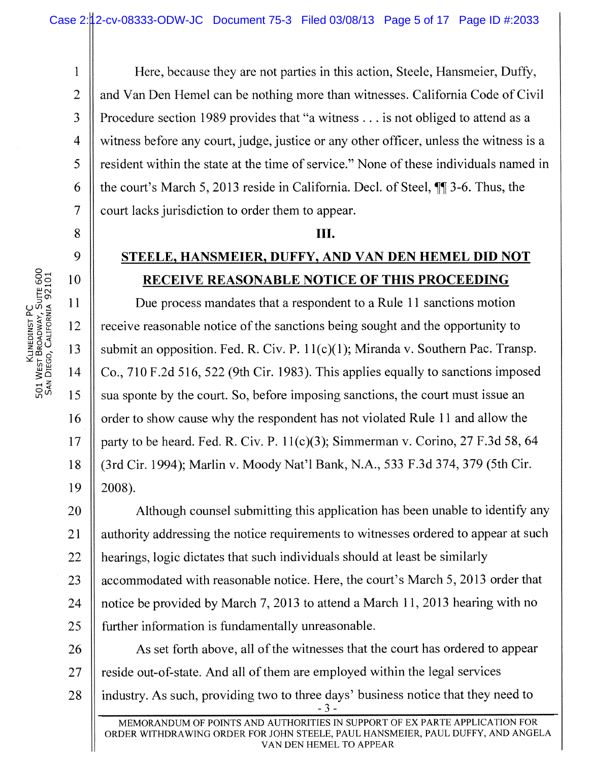Here, because they are not parties in this action, Steele, Hansmeier, Duffy, and Van Den Hemel can be nothing more than witnesses. California Code of Civil Procedure section 1989 provides that "a witness . . . is not obliged to attend as a witness before any court, judge, justice or any other officer, unless the witness is a resident within the state at the time of service." None of these individuals named in the court's March 5, 2013 reside in California. Decl. of Steel, ¶¶ 3-6. Thus, the court lacks jurisdiction to order them to appear.

## III.

## STEELE, HANSMEIER, DUFFY, AND VAN DEN HEMEL DID NOT RECEIVE REASONABLE NOTICE OF THIS PROCEEDING

Due process mandates that a respondent to a Rule 11 sanctions motion receive reasonable notice of the sanctions being sought and the opportunity to submit an opposition. Fed. R. Civ. P. 11(c)(1); Miranda v. Southern Pac. Transp. Co., 710 F.2d 516, 522 (9th Cir. 1983). This applies equally to sanctions imposed sua sponte by the court. So, before imposing sanctions, the court must issue an order to show cause why the respondent has not violated Rule 11 and allow the party to be heard. Fed. R. Civ. P. 11(c)(3); Simmerman v. Corino, 27 F.3d 58, 64 (3rd Cir. 1994); Marlin v. Moody Nat'l Bank, N.A., 533 F.3d 374, 379 (5th Cir. 2008).

Although counsel submitting this application has been unable to identify any authority addressing the notice requirements to witnesses ordered to appear at such hearings, logic dictates that such individuals should at least be similarly accommodated with reasonable notice. Here, the court's March 5, 2013 order that notice be provided by March 7, 2013 to attend a March 11, 2013 hearing with no further information is fundamentally unreasonable.

As set forth above, all of the witnesses that the court has ordered to appear reside out-of-state. And all of them are employed within the legal services industry. As such, providing two to three days' business notice that they need to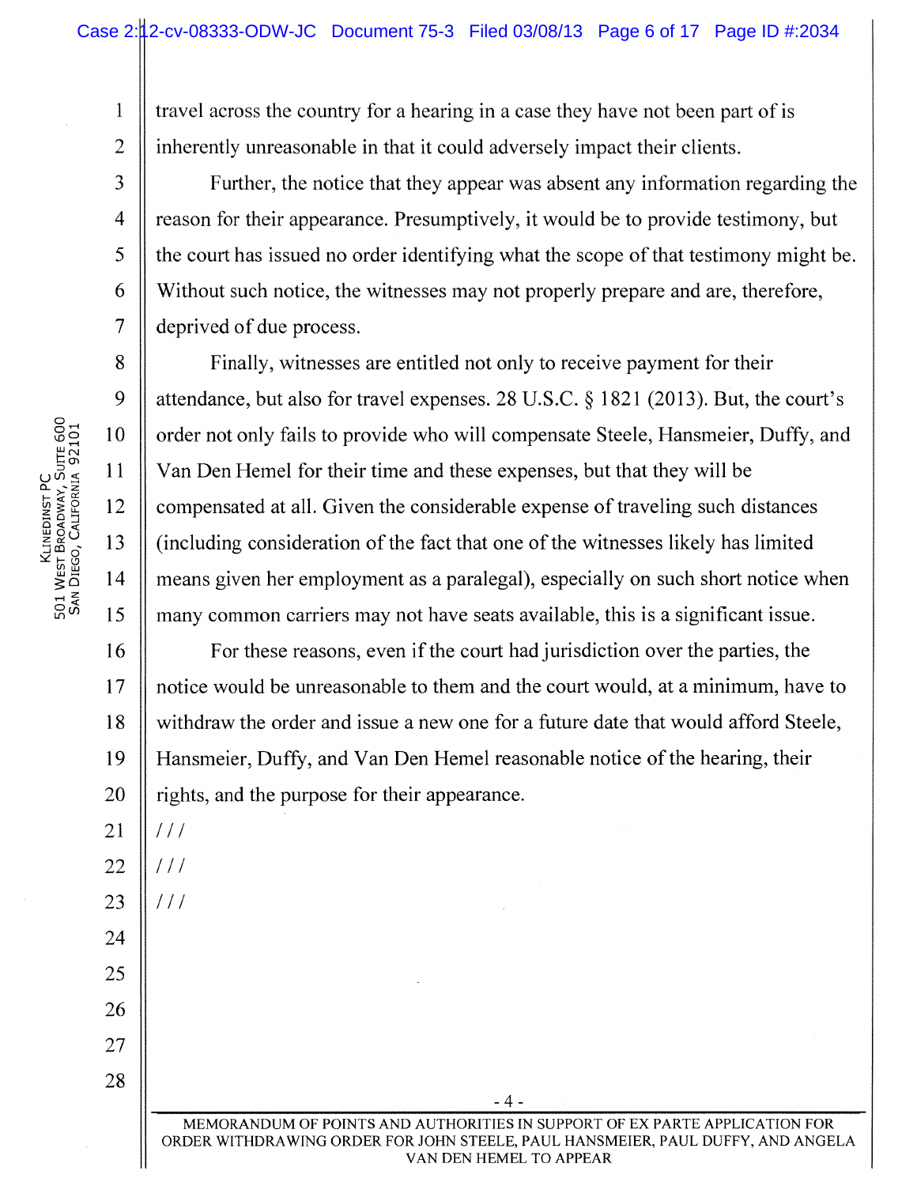travel across the country for a hearing in a case they have not been part of is inherently unreasonable in that it could adversely impact their clients.

Further, the notice that they appear was absent any information regarding the reason for their appearance. Presumptively, it would be to provide testimony, but the court has issued no order identifying what the scope of that testimony might be. Without such notice, the witnesses may not properly prepare and are, therefore, deprived of due process.

Finally, witnesses are entitled not only to receive payment for their attendance, but also for travel expenses. 28 U.S.C. § 1821 (2013). But, the court's order not only fails to provide who will compensate Steele, Hansmeier, Duffy, and Van Den Hemel for their time and these expenses, but that they will be compensated at all. Given the considerable expense of traveling such distances (including consideration of the fact that one of the witnesses likely has limited means given her employment as a paralegal), especially on such short notice when many common carriers may not have seats available, this is a significant issue.

For these reasons, even if the court had jurisdiction over the parties, the notice would be unreasonable to them and the court would, at a minimum, have to withdraw the order and issue a new one for a future date that would afford Steele, Hansmeier, Duffy, and Van Den Hemel reasonable notice of the hearing, their rights, and the purpose for their appearance.

/ / /

/ / /

/ / /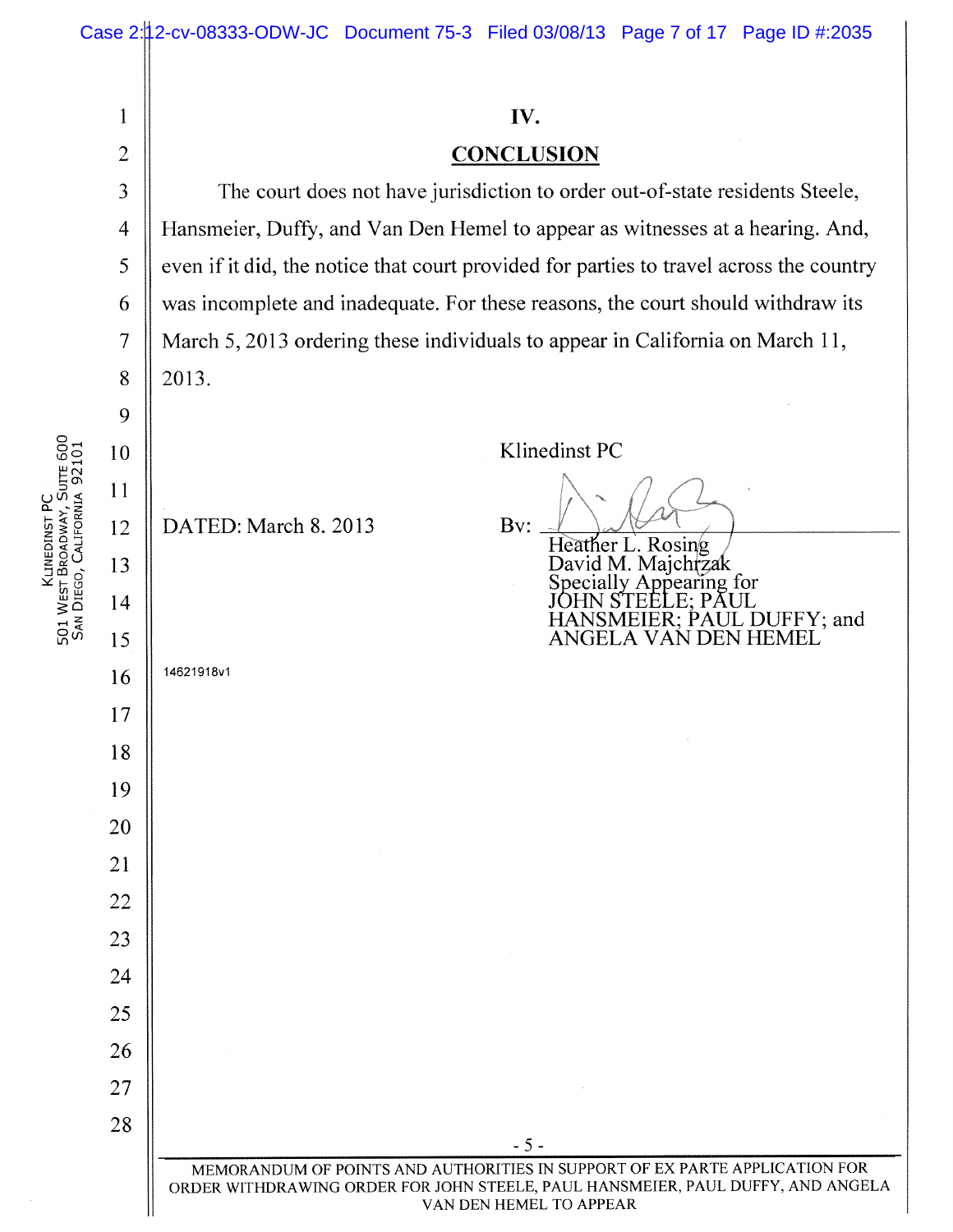# IV.

## CONCLUSION

The court does not have jurisdiction to order out-of-state residents Steele, Hansmeier, Duffy, and Van Den Hemel to appear as witnesses at a hearing. And, even if it did, the notice that court provided for parties to travel across the country was incomplete and inadequate. For these reasons, the court should withdraw its March 5, 2013 ordering these individuals to appear in California on March 11, 2013.

DATED: March 8. 2013

Klinedinst PC

By: ______________________________
Heather L. Rosing
David M. Majchrzak
Specially Appearing for
JOHN STEELE; PAUL
HANSMEIER; PAUL DUFFY; and
ANGELA VAN DEN HEMEL

14621918v1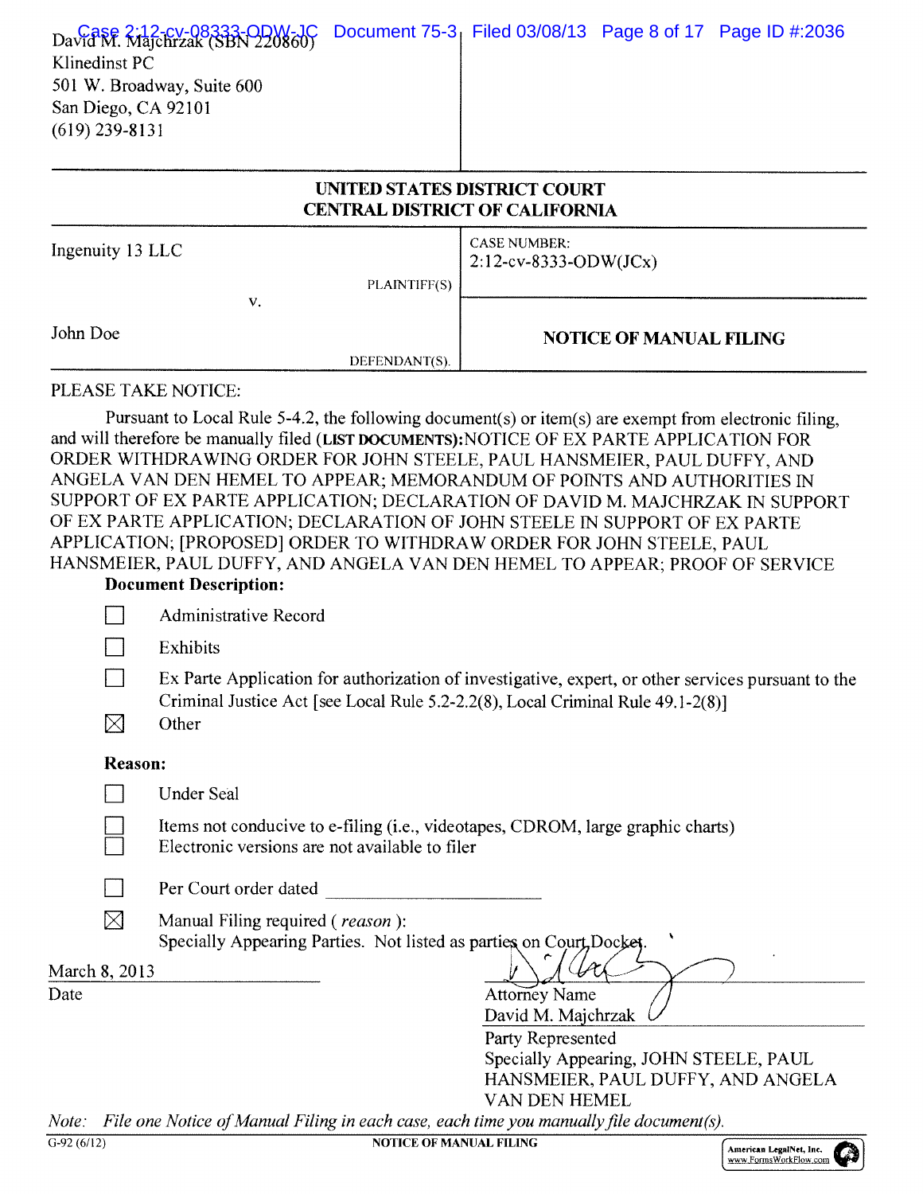David M. Majchrzak (SBN 220860)
Klinedinst PC
501 W. Broadway, Suite 600
San Diego, CA 92101
(619) 239-8131

**UNITED STATES DISTRICT COURT**
**CENTRAL DISTRICT OF CALIFORNIA**

| | |
|---|---|
| Ingenuity 13 LLC<br><br>PLAINTIFF(S)<br><br>v.<br><br>John Doe<br><br>DEFENDANT(S). | CASE NUMBER:<br>2:12-cv-8333-ODW(JCx)<br><br>**NOTICE OF MANUAL FILING** |

PLEASE TAKE NOTICE:

Pursuant to Local Rule 5-4.2, the following document(s) or item(s) are exempt from electronic filing, and will therefore be manually filed (**LIST DOCUMENTS**): NOTICE OF EX PARTE APPLICATION FOR ORDER WITHDRAWING ORDER FOR JOHN STEELE, PAUL HANSMEIER, PAUL DUFFY, AND ANGELA VAN DEN HEMEL TO APPEAR; MEMORANDUM OF POINTS AND AUTHORITIES IN SUPPORT OF EX PARTE APPLICATION; DECLARATION OF DAVID M. MAJCHRZAK IN SUPPORT OF EX PARTE APPLICATION; DECLARATION OF JOHN STEELE IN SUPPORT OF EX PARTE APPLICATION; [PROPOSED] ORDER TO WITHDRAW ORDER FOR JOHN STEELE, PAUL HANSMEIER, PAUL DUFFY, AND ANGELA VAN DEN HEMEL TO APPEAR; PROOF OF SERVICE

**Document Description:**

☐ Administrative Record

☐ Exhibits

☐ Ex Parte Application for authorization of investigative, expert, or other services pursuant to the Criminal Justice Act [see Local Rule 5.2-2.2(8), Local Criminal Rule 49.1-2(8)]

☒ Other

**Reason:**

☐ Under Seal

☐ Items not conducive to e-filing (i.e., videotapes, CDROM, large graphic charts)

☐ Electronic versions are not available to filer

☐ Per Court order dated ______________________

☒ Manual Filing required ( *reason* ):
Specially Appearing Parties. Not listed as parties on Court Docket.

March 8, 2013
Date

Attorney Name
David M. Majchrzak

Party Represented
Specially Appearing, JOHN STEELE, PAUL HANSMEIER, PAUL DUFFY, AND ANGELA VAN DEN HEMEL

*Note: File one Notice of Manual Filing in each case, each time you manually file document(s).*

G-92 (6/12) NOTICE OF MANUAL FILING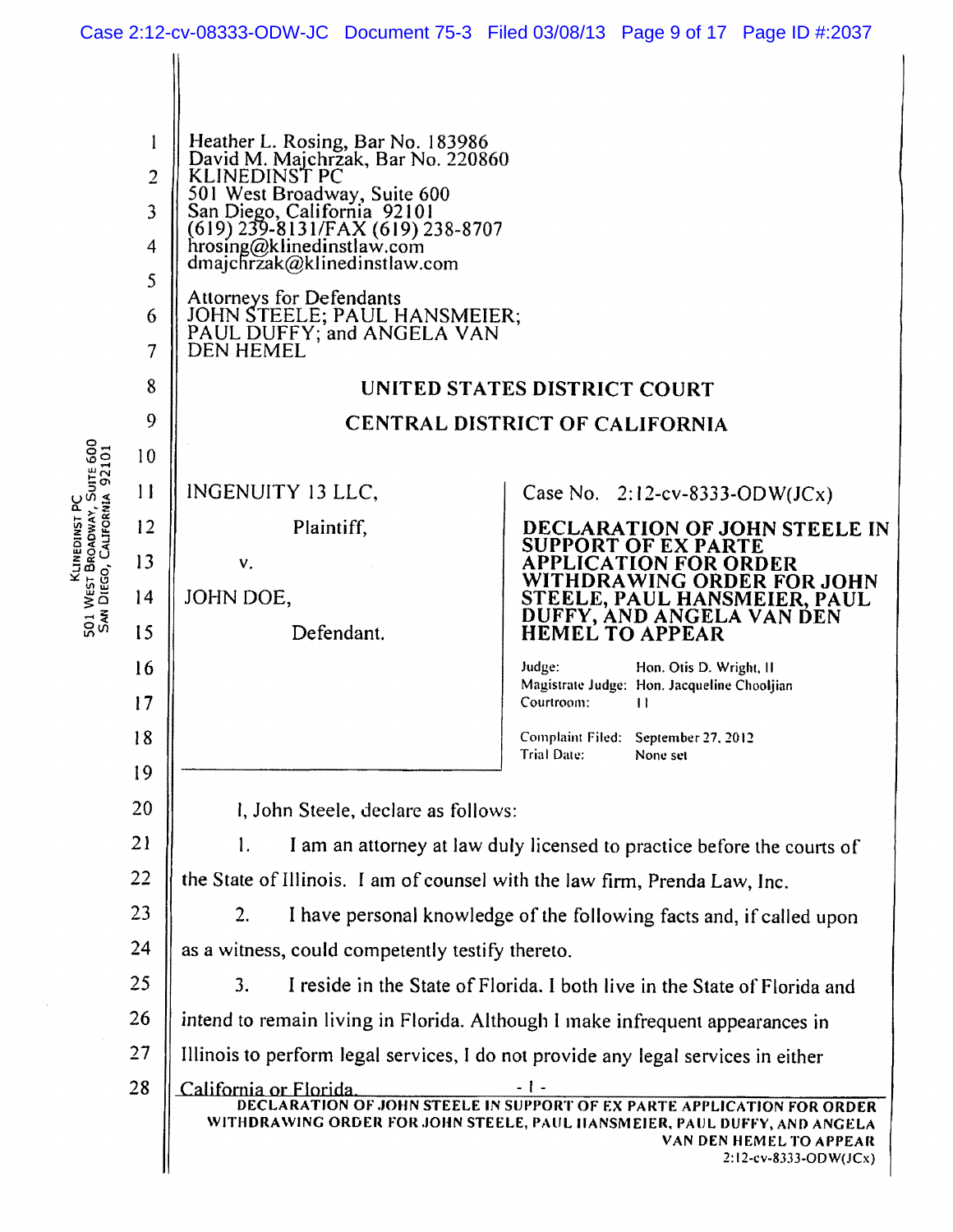Heather L. Rosing, Bar No. 183986
David M. Majchrzak, Bar No. 220860
KLINEDINST PC
501 West Broadway, Suite 600
San Diego, California 92101
(619) 239-8131/FAX (619) 238-8707
hrosing@klinedinstlaw.com
dmajchrzak@klinedinstlaw.com

Attorneys for Defendants
JOHN STEELE; PAUL HANSMEIER;
PAUL DUFFY; and ANGELA VAN
DEN HEMEL

**UNITED STATES DISTRICT COURT**

**CENTRAL DISTRICT OF CALIFORNIA**

INGENUITY 13 LLC,

Plaintiff,

v.

JOHN DOE,

Defendant.

Case No. 2:12-cv-8333-ODW(JCx)

**DECLARATION OF JOHN STEELE IN SUPPORT OF EX PARTE APPLICATION FOR ORDER WITHDRAWING ORDER FOR JOHN STEELE, PAUL HANSMEIER, PAUL DUFFY, AND ANGELA VAN DEN HEMEL TO APPEAR**

Judge: Hon. Otis D. Wright, II
Magistrate Judge: Hon. Jacqueline Chooljian
Courtroom: 11

Complaint Filed: September 27, 2012
Trial Date: None set

I, John Steele, declare as follows:

1. I am an attorney at law duly licensed to practice before the courts of the State of Illinois. I am of counsel with the law firm, Prenda Law, Inc.

2. I have personal knowledge of the following facts and, if called upon as a witness, could competently testify thereto.

3. I reside in the State of Florida. I both live in the State of Florida and intend to remain living in Florida. Although I make infrequent appearances in Illinois to perform legal services, I do not provide any legal services in either California or Florida.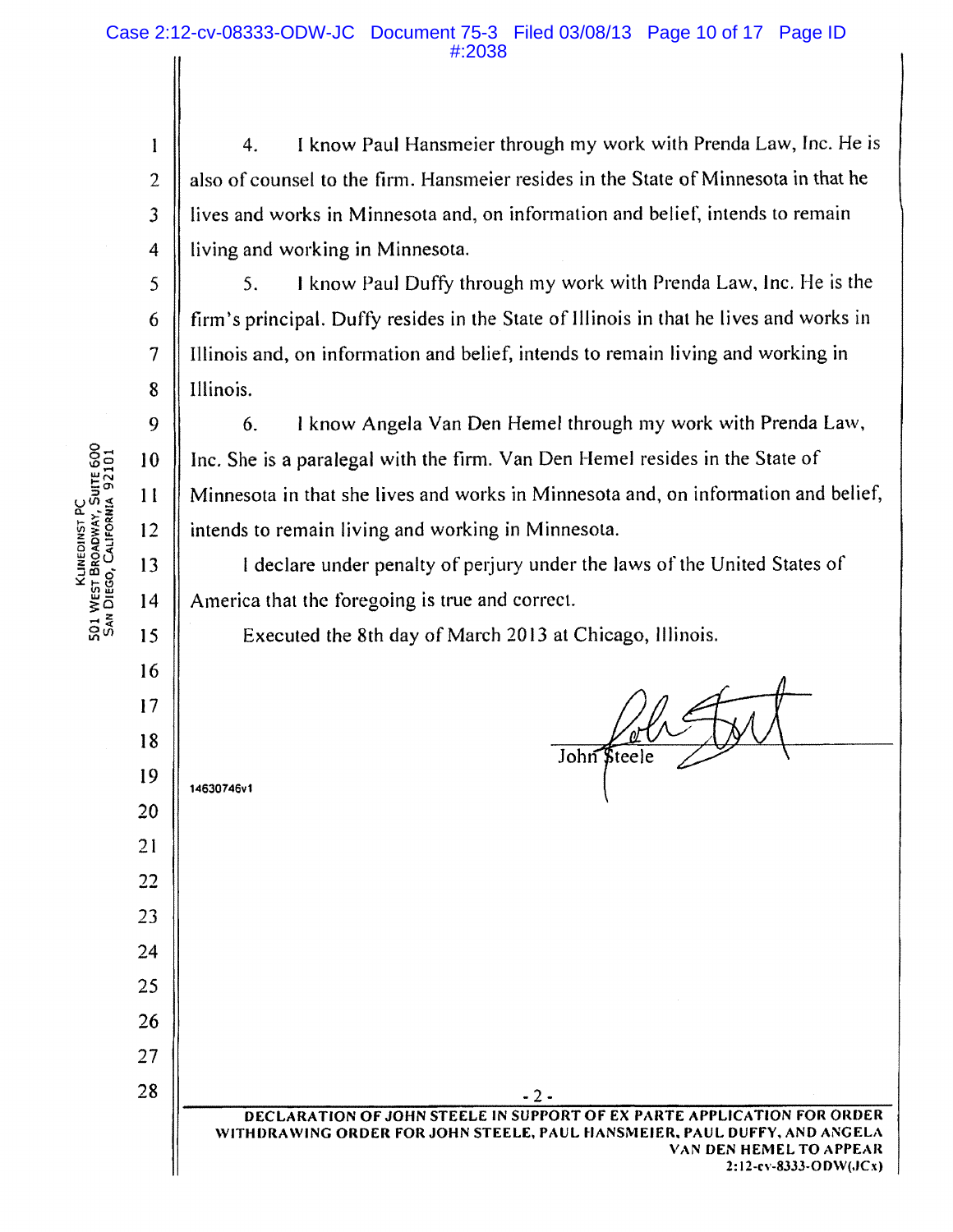4. I know Paul Hansmeier through my work with Prenda Law, Inc. He is also of counsel to the firm. Hansmeier resides in the State of Minnesota in that he lives and works in Minnesota and, on information and belief, intends to remain living and working in Minnesota.

5. I know Paul Duffy through my work with Prenda Law, Inc. He is the firm's principal. Duffy resides in the State of Illinois in that he lives and works in Illinois and, on information and belief, intends to remain living and working in Illinois.

6. I know Angela Van Den Hemel through my work with Prenda Law, Inc. She is a paralegal with the firm. Van Den Hemel resides in the State of Minnesota in that she lives and works in Minnesota and, on information and belief, intends to remain living and working in Minnesota.

I declare under penalty of perjury under the laws of the United States of America that the foregoing is true and correct.

Executed the 8th day of March 2013 at Chicago, Illinois.

John Steele

14630746v1

DECLARATION OF JOHN STEELE IN SUPPORT OF EX PARTE APPLICATION FOR ORDER WITHDRAWING ORDER FOR JOHN STEELE, PAUL HANSMEIER, PAUL DUFFY, AND ANGELA VAN DEN HEMEL TO APPEAR
2:12-cv-8333-ODW(JCx)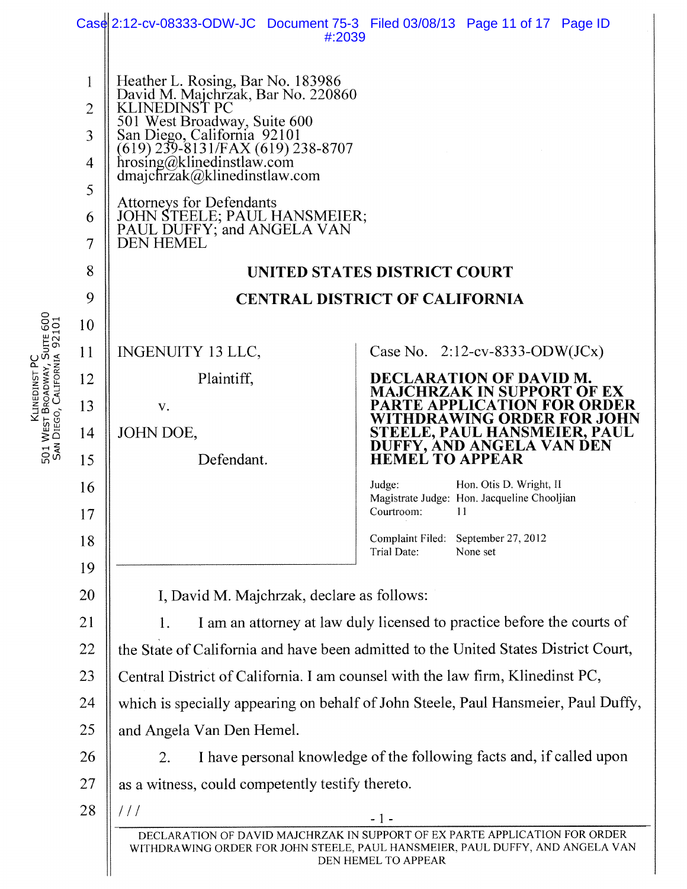Heather L. Rosing, Bar No. 183986
David M. Majchrzak, Bar No. 220860
KLINEDINST PC
501 West Broadway, Suite 600
San Diego, California 92101
(619) 239-8131/FAX (619) 238-8707
hrosing@klinedinstlaw.com
dmajchrzak@klinedinstlaw.com

Attorneys for Defendants
JOHN STEELE; PAUL HANSMEIER;
PAUL DUFFY; and ANGELA VAN
DEN HEMEL

**UNITED STATES DISTRICT COURT**

**CENTRAL DISTRICT OF CALIFORNIA**

INGENUITY 13 LLC,

Plaintiff,

v.

JOHN DOE,

Defendant.

Case No. 2:12-cv-8333-ODW(JCx)

**DECLARATION OF DAVID M. MAJCHRZAK IN SUPPORT OF EX PARTE APPLICATION FOR ORDER WITHDRAWING ORDER FOR JOHN STEELE, PAUL HANSMEIER, PAUL DUFFY, AND ANGELA VAN DEN HEMEL TO APPEAR**

Judge: Hon. Otis D. Wright, II
Magistrate Judge: Hon. Jacqueline Chooljian
Courtroom: 11

Complaint Filed: September 27, 2012
Trial Date: None set

I, David M. Majchrzak, declare as follows:

1. I am an attorney at law duly licensed to practice before the courts of the State of California and have been admitted to the United States District Court, Central District of California. I am counsel with the law firm, Klinedinst PC, which is specially appearing on behalf of John Steele, Paul Hansmeier, Paul Duffy, and Angela Van Den Hemel.

2. I have personal knowledge of the following facts and, if called upon as a witness, could competently testify thereto.

///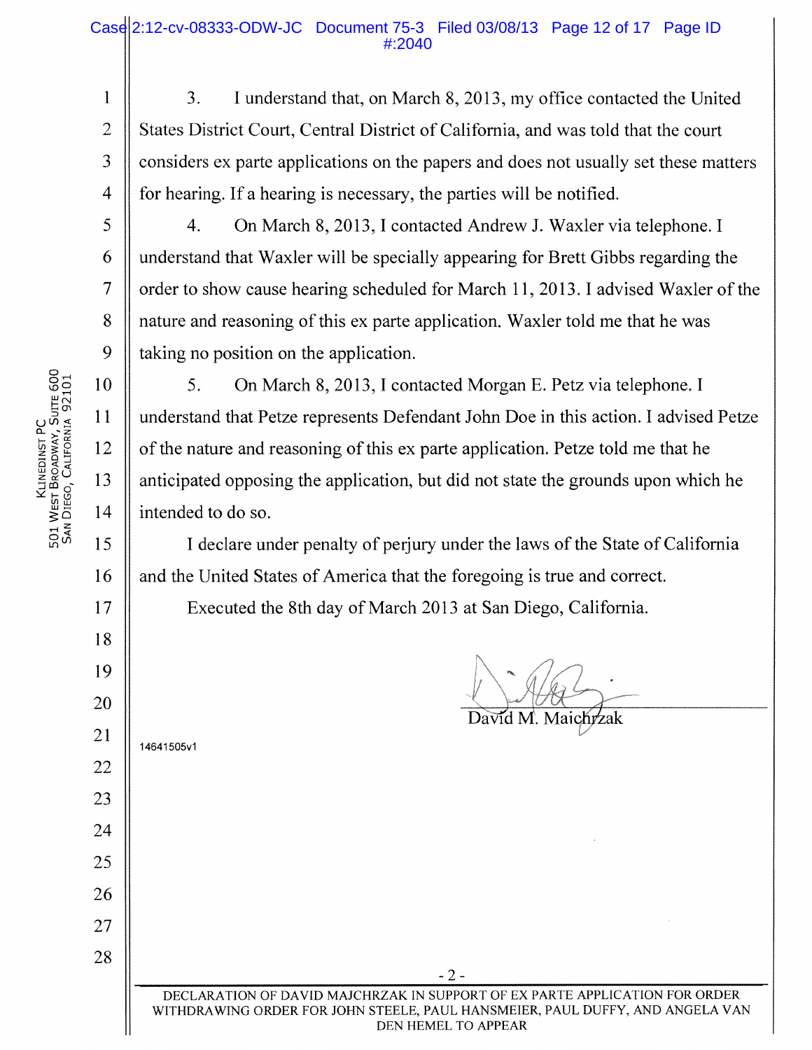3. I understand that, on March 8, 2013, my office contacted the United States District Court, Central District of California, and was told that the court considers ex parte applications on the papers and does not usually set these matters for hearing. If a hearing is necessary, the parties will be notified.

4. On March 8, 2013, I contacted Andrew J. Waxler via telephone. I understand that Waxler will be specially appearing for Brett Gibbs regarding the order to show cause hearing scheduled for March 11, 2013. I advised Waxler of the nature and reasoning of this ex parte application. Waxler told me that he was taking no position on the application.

5. On March 8, 2013, I contacted Morgan E. Petz via telephone. I understand that Petze represents Defendant John Doe in this action. I advised Petze of the nature and reasoning of this ex parte application. Petze told me that he anticipated opposing the application, but did not state the grounds upon which he intended to do so.

I declare under penalty of perjury under the laws of the State of California and the United States of America that the foregoing is true and correct.

Executed the 8th day of March 2013 at San Diego, California.

David M. Majchrzak

14641505v1

DECLARATION OF DAVID MAJCHRZAK IN SUPPORT OF EX PARTE APPLICATION FOR ORDER WITHDRAWING ORDER FOR JOHN STEELE, PAUL HANSMEIER, PAUL DUFFY, AND ANGELA VAN DEN HEMEL TO APPEAR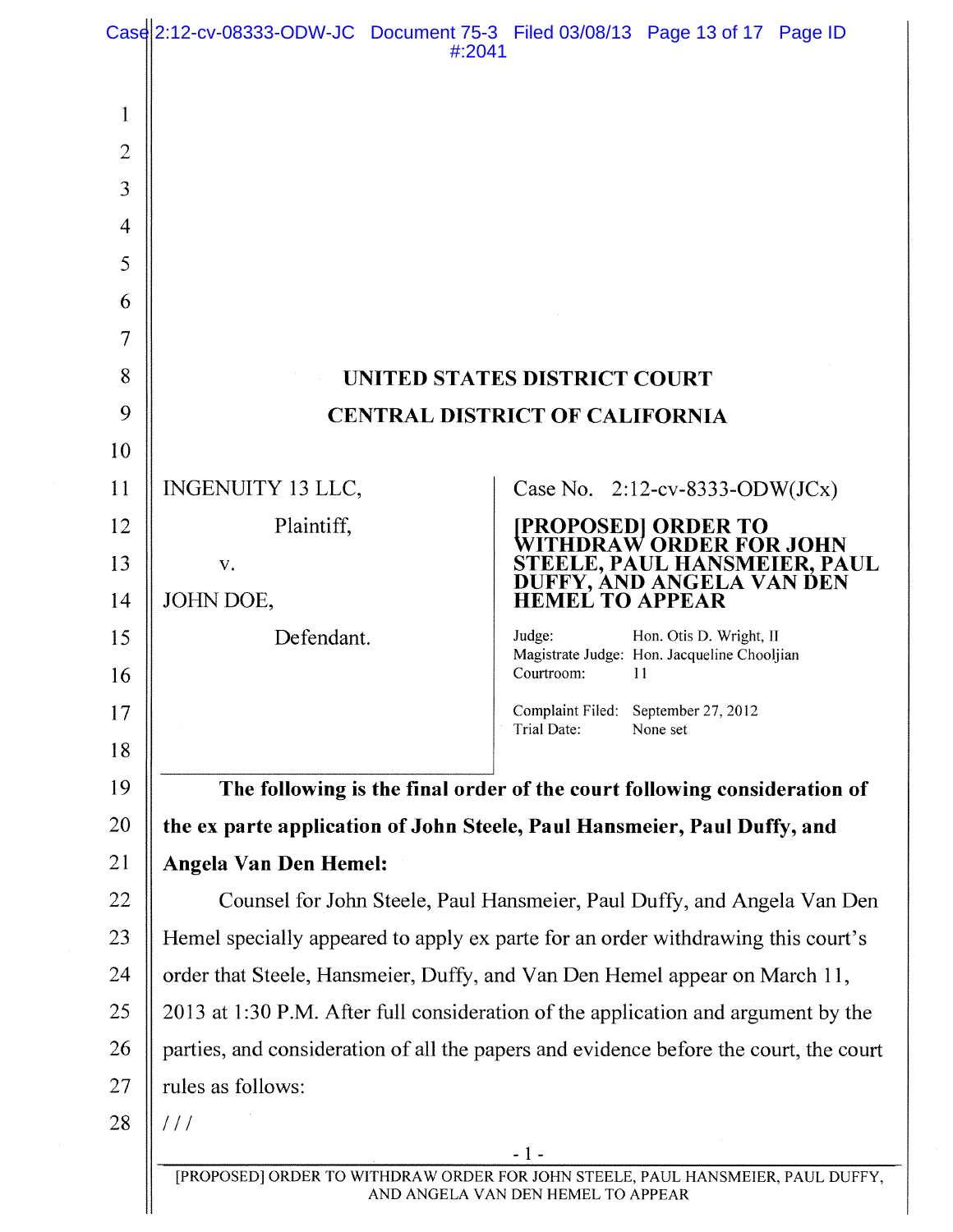# UNITED STATES DISTRICT COURT
# CENTRAL DISTRICT OF CALIFORNIA

INGENUITY 13 LLC,

Plaintiff,

v.

JOHN DOE,

Defendant.

Case No. 2:12-cv-8333-ODW(JCx)

**[PROPOSED] ORDER TO WITHDRAW ORDER FOR JOHN STEELE, PAUL HANSMEIER, PAUL DUFFY, AND ANGELA VAN DEN HEMEL TO APPEAR**

Judge: Hon. Otis D. Wright, II
Magistrate Judge: Hon. Jacqueline Chooljian
Courtroom: 11

Complaint Filed: September 27, 2012
Trial Date: None set

**The following is the final order of the court following consideration of the ex parte application of John Steele, Paul Hansmeier, Paul Duffy, and Angela Van Den Hemel:**

Counsel for John Steele, Paul Hansmeier, Paul Duffy, and Angela Van Den Hemel specially appeared to apply ex parte for an order withdrawing this court's order that Steele, Hansmeier, Duffy, and Van Den Hemel appear on March 11, 2013 at 1:30 P.M. After full consideration of the application and argument by the parties, and consideration of all the papers and evidence before the court, the court rules as follows:

///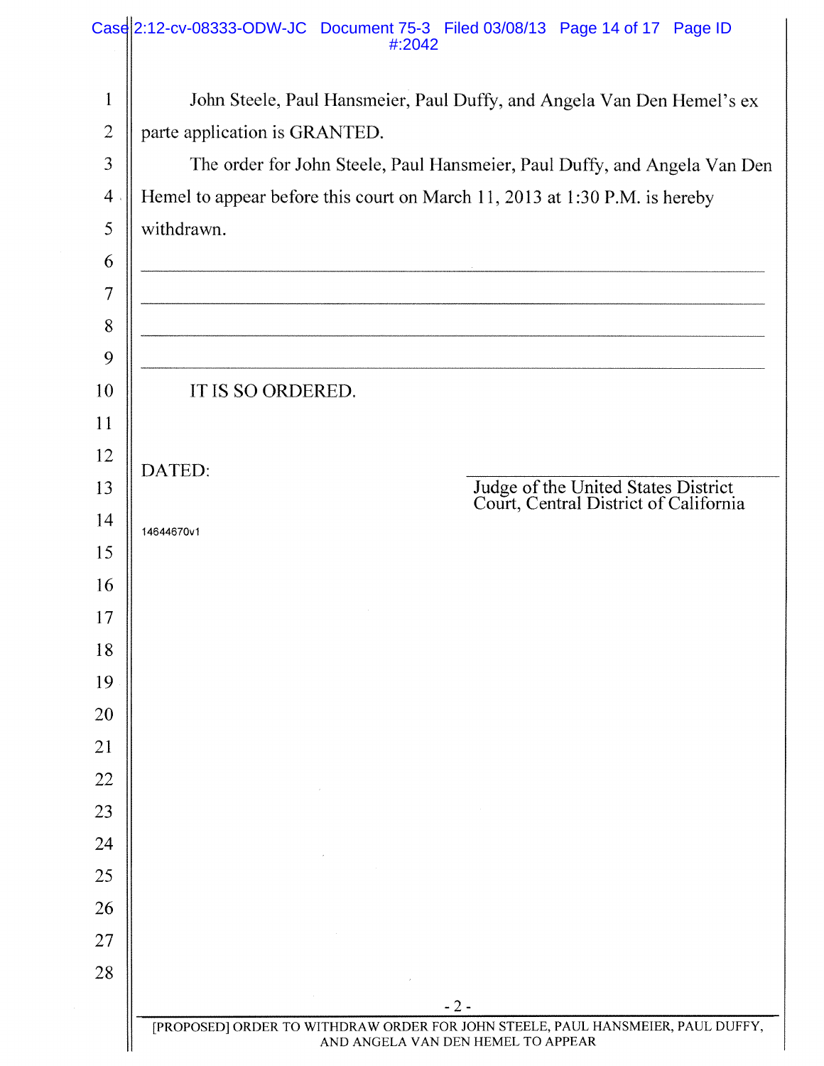John Steele, Paul Hansmeier, Paul Duffy, and Angela Van Den Hemel's ex parte application is GRANTED.

The order for John Steele, Paul Hansmeier, Paul Duffy, and Angela Van Den Hemel to appear before this court on March 11, 2013 at 1:30 P.M. is hereby withdrawn.

______________________________________________________________________

______________________________________________________________________

______________________________________________________________________

______________________________________________________________________

IT IS SO ORDERED.

DATED:

______________________________
Judge of the United States District Court, Central District of California

14644670v1

[PROPOSED] ORDER TO WITHDRAW ORDER FOR JOHN STEELE, PAUL HANSMEIER, PAUL DUFFY, AND ANGELA VAN DEN HEMEL TO APPEAR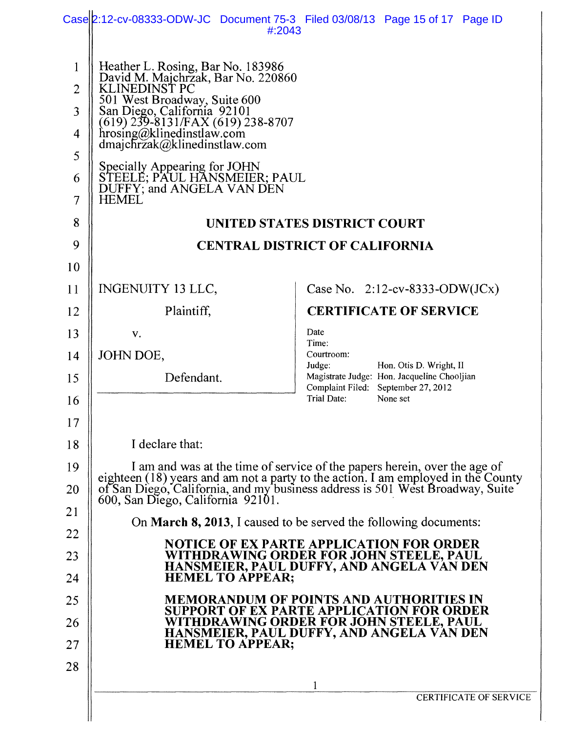Heather L. Rosing, Bar No. 183986
David M. Majchrzak, Bar No. 220860
KLINEDINST PC
501 West Broadway, Suite 600
San Diego, California 92101
(619) 239-8131/FAX (619) 238-8707
hrosing@klinedinstlaw.com
dmajchrzak@klinedinstlaw.com

Specially Appearing for JOHN STEELE; PAUL HANSMEIER; PAUL DUFFY; and ANGELA VAN DEN HEMEL

**UNITED STATES DISTRICT COURT**

**CENTRAL DISTRICT OF CALIFORNIA**

| | |
|---|---|
| INGENUITY 13 LLC,<br><br>Plaintiff,<br><br>v.<br><br>JOHN DOE,<br><br>Defendant. | Case No. 2:12-cv-8333-ODW(JCx)<br><br>**CERTIFICATE OF SERVICE**<br><br>Date<br>Time:<br>Courtroom:<br>Judge: Hon. Otis D. Wright, II<br>Magistrate Judge: Hon. Jacqueline Chooljian<br>Complaint Filed: September 27, 2012<br>Trial Date: None set |

I declare that:

I am and was at the time of service of the papers herein, over the age of eighteen (18) years and am not a party to the action. I am employed in the County of San Diego, California, and my business address is 501 West Broadway, Suite 600, San Diego, California 92101.

On **March 8, 2013**, I caused to be served the following documents:

**NOTICE OF EX PARTE APPLICATION FOR ORDER WITHDRAWING ORDER FOR JOHN STEELE, PAUL HANSMEIER, PAUL DUFFY, AND ANGELA VAN DEN HEMEL TO APPEAR;**

**MEMORANDUM OF POINTS AND AUTHORITIES IN SUPPORT OF EX PARTE APPLICATION FOR ORDER WITHDRAWING ORDER FOR JOHN STEELE, PAUL HANSMEIER, PAUL DUFFY, AND ANGELA VAN DEN HEMEL TO APPEAR;**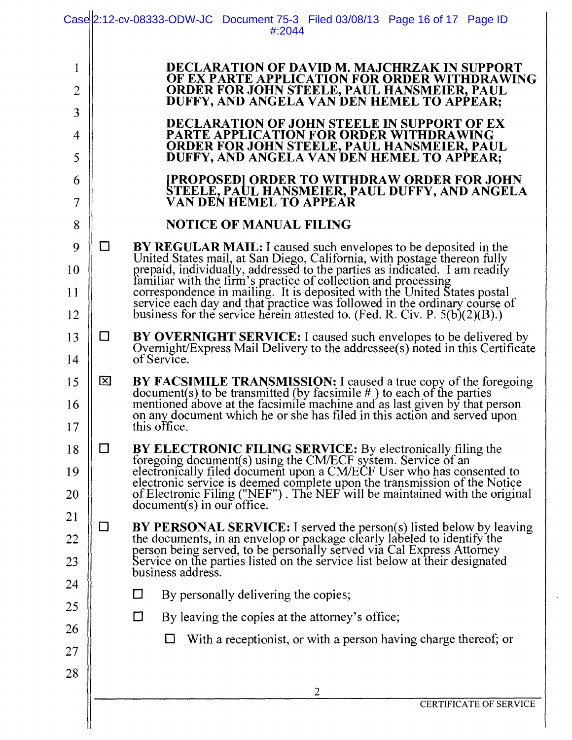**DECLARATION OF DAVID M. MAJCHRZAK IN SUPPORT OF EX PARTE APPLICATION FOR ORDER WITHDRAWING ORDER FOR JOHN STEELE, PAUL HANSMEIER, PAUL DUFFY, AND ANGELA VAN DEN HEMEL TO APPEAR;**

**DECLARATION OF JOHN STEELE IN SUPPORT OF EX PARTE APPLICATION FOR ORDER WITHDRAWING ORDER FOR JOHN STEELE, PAUL HANSMEIER, PAUL DUFFY, AND ANGELA VAN DEN HEMEL TO APPEAR;**

**[PROPOSED] ORDER TO WITHDRAW ORDER FOR JOHN STEELE, PAUL HANSMEIER, PAUL DUFFY, AND ANGELA VAN DEN HEMEL TO APPEAR**

**NOTICE OF MANUAL FILING**

☐ **BY REGULAR MAIL:** I caused such envelopes to be deposited in the United States mail, at San Diego, California, with postage thereon fully prepaid, individually, addressed to the parties as indicated. I am readily familiar with the firm's practice of collection and processing correspondence in mailing. It is deposited with the United States postal service each day and that practice was followed in the ordinary course of business for the service herein attested to. (Fed. R. Civ. P. 5(b)(2)(B).)

☐ **BY OVERNIGHT SERVICE:** I caused such envelopes to be delivered by Overnight/Express Mail Delivery to the addressee(s) noted in this Certificate of Service.

☒ **BY FACSIMILE TRANSMISSION:** I caused a true copy of the foregoing document(s) to be transmitted (by facsimile # ) to each of the parties mentioned above at the facsimile machine and as last given by that person on any document which he or she has filed in this action and served upon this office.

☐ **BY ELECTRONIC FILING SERVICE:** By electronically filing the foregoing document(s) using the CM/ECF system. Service of an electronically filed document upon a CM/ECF User who has consented to electronic service is deemed complete upon the transmission of the Notice of Electronic Filing ("NEF"). The NEF will be maintained with the original document(s) in our office.

☐ **BY PERSONAL SERVICE:** I served the person(s) listed below by leaving the documents, in an envelop or package clearly labeled to identify the person being served, to be personally served via Cal Express Attorney Service on the parties listed on the service list below at their designated business address.

- ☐ By personally delivering the copies;
- ☐ By leaving the copies at the attorney's office;
  - ☐ With a receptionist, or with a person having charge thereof; or

CERTIFICATE OF SERVICE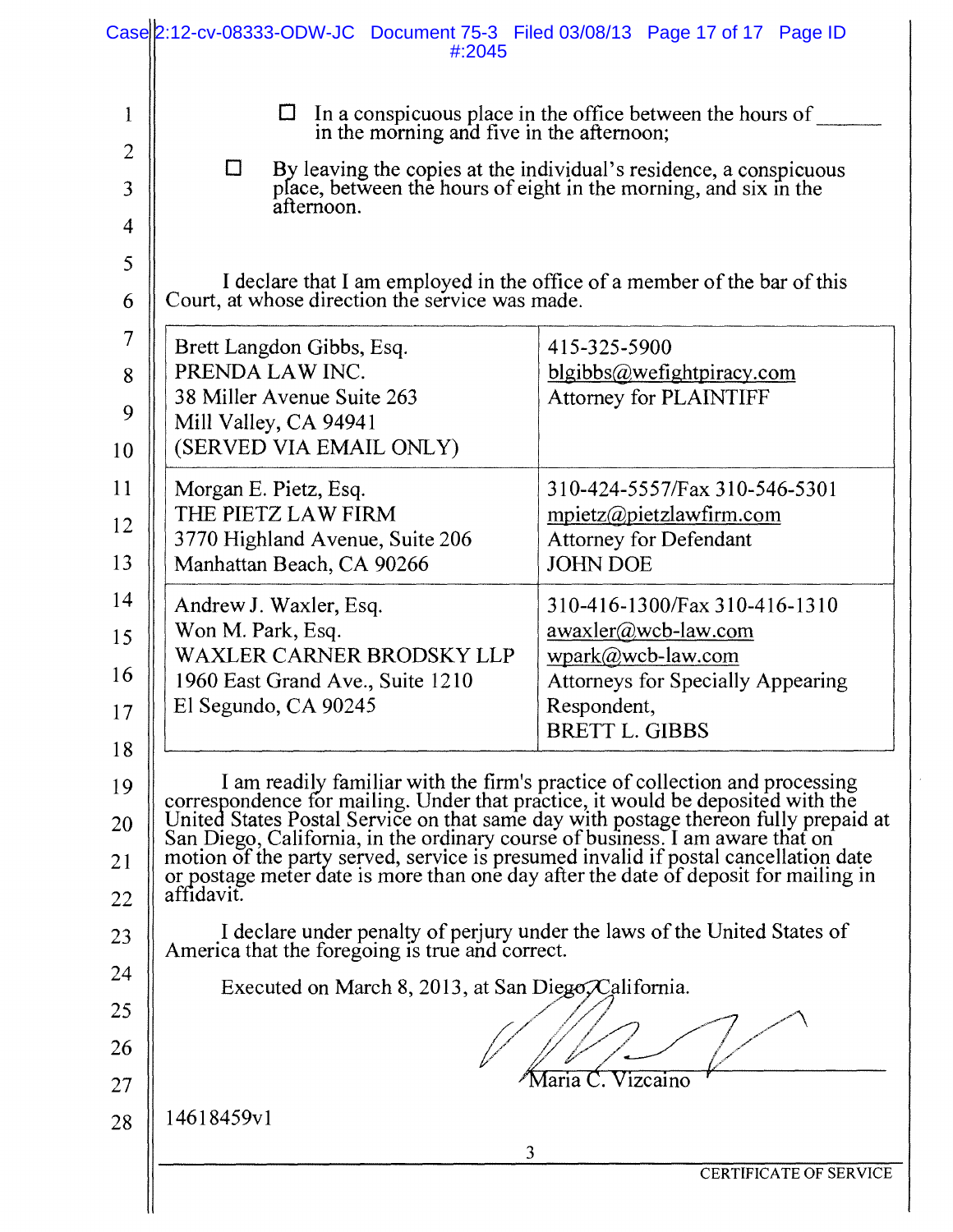☐ In a conspicuous place in the office between the hours of ______ in the morning and five in the afternoon;

☐ By leaving the copies at the individual's residence, a conspicuous place, between the hours of eight in the morning, and six in the afternoon.

I declare that I am employed in the office of a member of the bar of this Court, at whose direction the service was made.

| | |
|---|---|
| Brett Langdon Gibbs, Esq.<br>PRENDA LAW INC.<br>38 Miller Avenue Suite 263<br>Mill Valley, CA 94941<br>(SERVED VIA EMAIL ONLY) | 415-325-5900<br>blgibbs@wefightpiracy.com<br>Attorney for PLAINTIFF |
| Morgan E. Pietz, Esq.<br>THE PIETZ LAW FIRM<br>3770 Highland Avenue, Suite 206<br>Manhattan Beach, CA 90266 | 310-424-5557/Fax 310-546-5301<br>mpietz@pietzlawfirm.com<br>Attorney for Defendant<br>JOHN DOE |
| Andrew J. Waxler, Esq.<br>Won M. Park, Esq.<br>WAXLER CARNER BRODSKY LLP<br>1960 East Grand Ave., Suite 1210<br>El Segundo, CA 90245 | 310-416-1300/Fax 310-416-1310<br>awaxler@wcb-law.com<br>wpark@wcb-law.com<br>Attorneys for Specially Appearing Respondent,<br>BRETT L. GIBBS |

I am readily familiar with the firm's practice of collection and processing correspondence for mailing. Under that practice, it would be deposited with the United States Postal Service on that same day with postage thereon fully prepaid at San Diego, California, in the ordinary course of business. I am aware that on motion of the party served, service is presumed invalid if postal cancellation date or postage meter date is more than one day after the date of deposit for mailing in affidavit.

I declare under penalty of perjury under the laws of the United States of America that the foregoing is true and correct.

Executed on March 8, 2013, at San Diego, California.

Maria C. Vizcaino

14618459v1

CERTIFICATE OF SERVICE